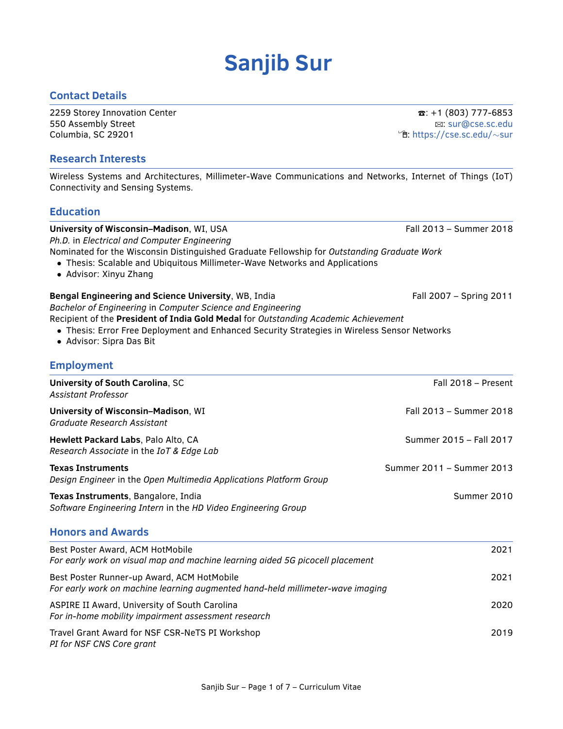# Sanjib Sur

## Contact Details

2259 Storey Innovation Center
550 Assembly Street
Columbia, SC 29201

☎: +1 (803) 777-6853
✉: sur@cse.sc.edu
🖱: https://cse.sc.edu/∼sur

## Research Interests

Wireless Systems and Architectures, Millimeter-Wave Communications and Networks, Internet of Things (IoT) Connectivity and Sensing Systems.

## Education

**University of Wisconsin–Madison**, WI, USA — Fall 2013 – Summer 2018
*Ph.D.* in *Electrical and Computer Engineering*
Nominated for the Wisconsin Distinguished Graduate Fellowship for *Outstanding Graduate Work*

- Thesis: Scalable and Ubiquitous Millimeter-Wave Networks and Applications
- Advisor: Xinyu Zhang

**Bengal Engineering and Science University**, WB, India — Fall 2007 – Spring 2011
*Bachelor of Engineering* in *Computer Science and Engineering*
Recipient of the **President of India Gold Medal** for *Outstanding Academic Achievement*

- Thesis: Error Free Deployment and Enhanced Security Strategies in Wireless Sensor Networks
- Advisor: Sipra Das Bit

## Employment

**University of South Carolina**, SC — Fall 2018 – Present
*Assistant Professor*

**University of Wisconsin–Madison**, WI — Fall 2013 – Summer 2018
*Graduate Research Assistant*

**Hewlett Packard Labs**, Palo Alto, CA — Summer 2015 – Fall 2017
*Research Associate* in the *IoT & Edge Lab*

**Texas Instruments** — Summer 2011 – Summer 2013
*Design Engineer* in the *Open Multimedia Applications Platform Group*

**Texas Instruments**, Bangalore, India — Summer 2010
*Software Engineering Intern* in the *HD Video Engineering Group*

## Honors and Awards

Best Poster Award, ACM HotMobile — 2021
*For early work on visual map and machine learning aided 5G picocell placement*

Best Poster Runner-up Award, ACM HotMobile — 2021
*For early work on machine learning augmented hand-held millimeter-wave imaging*

ASPIRE II Award, University of South Carolina — 2020
*For in-home mobility impairment assessment research*

Travel Grant Award for NSF CSR-NeTS PI Workshop — 2019
*PI for NSF CNS Core grant*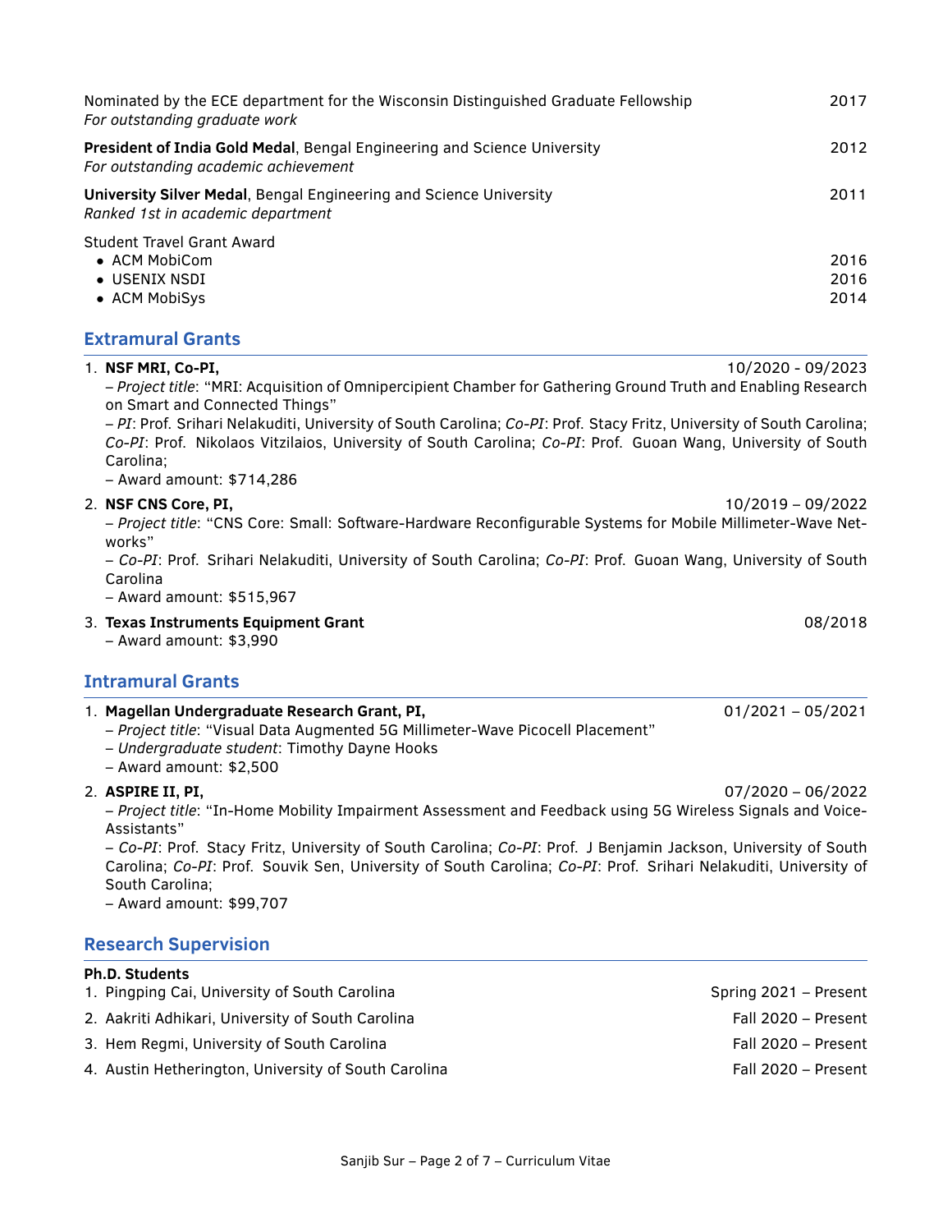Nominated by the ECE department for the Wisconsin Distinguished Graduate Fellowship — 2017
*For outstanding graduate work*

**President of India Gold Medal**, Bengal Engineering and Science University — 2012
*For outstanding academic achievement*

**University Silver Medal**, Bengal Engineering and Science University — 2011
*Ranked 1st in academic department*

Student Travel Grant Award
- ACM MobiCom — 2016
- USENIX NSDI — 2016
- ACM MobiSys — 2014

## Extramural Grants

1. **NSF MRI, Co-PI,** — 10/2020 - 09/2023
   – *Project title*: "MRI: Acquisition of Omnipercipient Chamber for Gathering Ground Truth and Enabling Research on Smart and Connected Things"
   – *PI*: Prof. Srihari Nelakuditi, University of South Carolina; *Co-PI*: Prof. Stacy Fritz, University of South Carolina; *Co-PI*: Prof. Nikolaos Vitzilaios, University of South Carolina; *Co-PI*: Prof. Guoan Wang, University of South Carolina;
   – Award amount: $714,286

2. **NSF CNS Core, PI,** — 10/2019 – 09/2022
   – *Project title*: "CNS Core: Small: Software-Hardware Reconfigurable Systems for Mobile Millimeter-Wave Networks"
   – *Co-PI*: Prof. Srihari Nelakuditi, University of South Carolina; *Co-PI*: Prof. Guoan Wang, University of South Carolina
   – Award amount: $515,967

3. **Texas Instruments Equipment Grant** — 08/2018
   – Award amount: $3,990

## Intramural Grants

1. **Magellan Undergraduate Research Grant, PI,** — 01/2021 – 05/2021
   – *Project title*: "Visual Data Augmented 5G Millimeter-Wave Picocell Placement"
   – *Undergraduate student*: Timothy Dayne Hooks
   – Award amount: $2,500

2. **ASPIRE II, PI,** — 07/2020 – 06/2022
   – *Project title*: "In-Home Mobility Impairment Assessment and Feedback using 5G Wireless Signals and Voice-Assistants"
   – *Co-PI*: Prof. Stacy Fritz, University of South Carolina; *Co-PI*: Prof. J Benjamin Jackson, University of South Carolina; *Co-PI*: Prof. Souvik Sen, University of South Carolina; *Co-PI*: Prof. Srihari Nelakuditi, University of South Carolina;
   – Award amount: $99,707

## Research Supervision

**Ph.D. Students**

1. Pingping Cai, University of South Carolina — Spring 2021 – Present
2. Aakriti Adhikari, University of South Carolina — Fall 2020 – Present
3. Hem Regmi, University of South Carolina — Fall 2020 – Present
4. Austin Hetherington, University of South Carolina — Fall 2020 – Present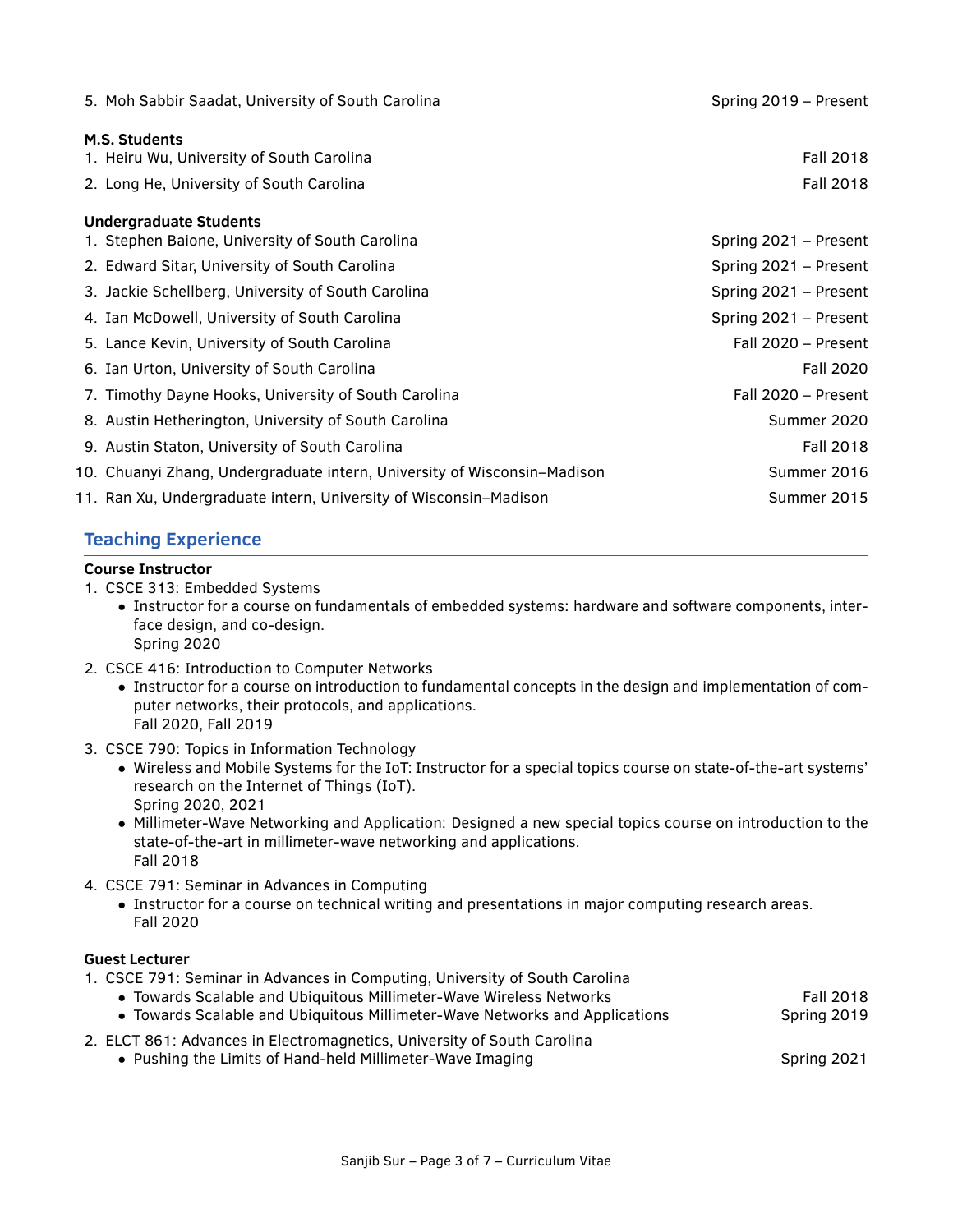5. Moh Sabbir Saadat, University of South Carolina — Spring 2019 – Present

**M.S. Students**

1. Heiru Wu, University of South Carolina — Fall 2018
2. Long He, University of South Carolina — Fall 2018

**Undergraduate Students**

1. Stephen Baione, University of South Carolina — Spring 2021 – Present
2. Edward Sitar, University of South Carolina — Spring 2021 – Present
3. Jackie Schellberg, University of South Carolina — Spring 2021 – Present
4. Ian McDowell, University of South Carolina — Spring 2021 – Present
5. Lance Kevin, University of South Carolina — Fall 2020 – Present
6. Ian Urton, University of South Carolina — Fall 2020
7. Timothy Dayne Hooks, University of South Carolina — Fall 2020 – Present
8. Austin Hetherington, University of South Carolina — Summer 2020
9. Austin Staton, University of South Carolina — Fall 2018
10. Chuanyi Zhang, Undergraduate intern, University of Wisconsin–Madison — Summer 2016
11. Ran Xu, Undergraduate intern, University of Wisconsin–Madison — Summer 2015

## Teaching Experience

**Course Instructor**

1. CSCE 313: Embedded Systems
   - Instructor for a course on fundamentals of embedded systems: hardware and software components, interface design, and co-design.
     Spring 2020
2. CSCE 416: Introduction to Computer Networks
   - Instructor for a course on introduction to fundamental concepts in the design and implementation of computer networks, their protocols, and applications.
     Fall 2020, Fall 2019
3. CSCE 790: Topics in Information Technology
   - Wireless and Mobile Systems for the IoT: Instructor for a special topics course on state-of-the-art systems' research on the Internet of Things (IoT).
     Spring 2020, 2021
   - Millimeter-Wave Networking and Application: Designed a new special topics course on introduction to the state-of-the-art in millimeter-wave networking and applications.
     Fall 2018
4. CSCE 791: Seminar in Advances in Computing
   - Instructor for a course on technical writing and presentations in major computing research areas.
     Fall 2020

**Guest Lecturer**

1. CSCE 791: Seminar in Advances in Computing, University of South Carolina
   - Towards Scalable and Ubiquitous Millimeter-Wave Wireless Networks — Fall 2018
   - Towards Scalable and Ubiquitous Millimeter-Wave Networks and Applications — Spring 2019
2. ELCT 861: Advances in Electromagnetics, University of South Carolina
   - Pushing the Limits of Hand-held Millimeter-Wave Imaging — Spring 2021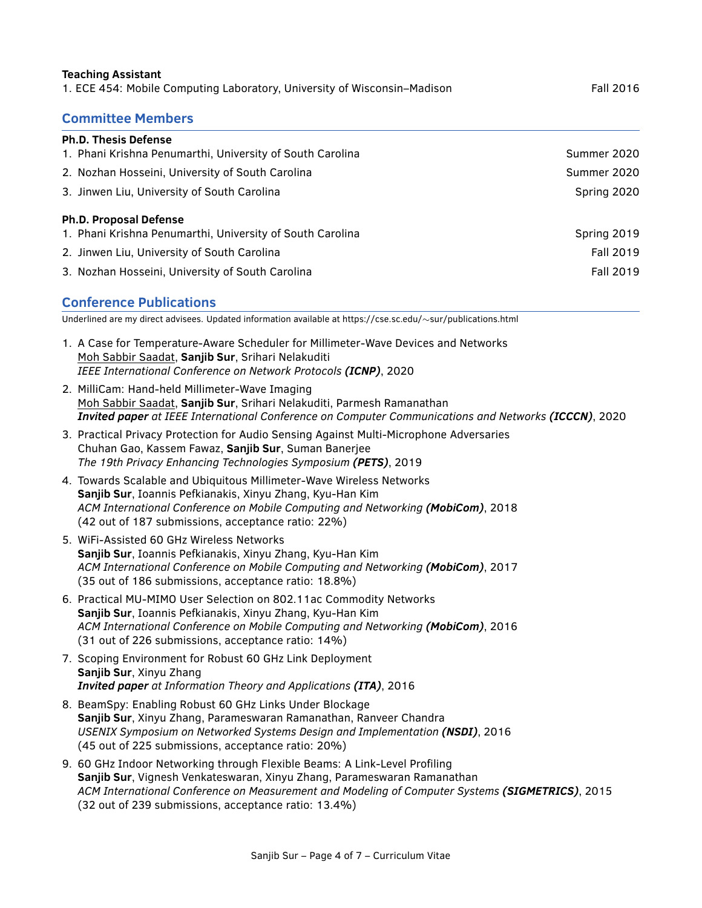**Teaching Assistant**

1. ECE 454: Mobile Computing Laboratory, University of Wisconsin–Madison — Fall 2016

## Committee Members

**Ph.D. Thesis Defense**

1. Phani Krishna Penumarthi, University of South Carolina — Summer 2020
2. Nozhan Hosseini, University of South Carolina — Summer 2020
3. Jinwen Liu, University of South Carolina — Spring 2020

**Ph.D. Proposal Defense**

1. Phani Krishna Penumarthi, University of South Carolina — Spring 2019
2. Jinwen Liu, University of South Carolina — Fall 2019
3. Nozhan Hosseini, University of South Carolina — Fall 2019

## Conference Publications

Underlined are my direct advisees. Updated information available at https://cse.sc.edu/∼sur/publications.html

1. A Case for Temperature-Aware Scheduler for Millimeter-Wave Devices and Networks
   <u>Moh Sabbir Saadat</u>, **Sanjib Sur**, Srihari Nelakuditi
   *IEEE International Conference on Network Protocols* ***(ICNP)***, 2020
2. MilliCam: Hand-held Millimeter-Wave Imaging
   <u>Moh Sabbir Saadat</u>, **Sanjib Sur**, Srihari Nelakuditi, Parmesh Ramanathan
   ***Invited paper*** *at IEEE International Conference on Computer Communications and Networks* ***(ICCCN)***, 2020
3. Practical Privacy Protection for Audio Sensing Against Multi-Microphone Adversaries
   Chuhan Gao, Kassem Fawaz, **Sanjib Sur**, Suman Banerjee
   *The 19th Privacy Enhancing Technologies Symposium* ***(PETS)***, 2019
4. Towards Scalable and Ubiquitous Millimeter-Wave Wireless Networks
   **Sanjib Sur**, Ioannis Pefkianakis, Xinyu Zhang, Kyu-Han Kim
   *ACM International Conference on Mobile Computing and Networking* ***(MobiCom)***, 2018
   (42 out of 187 submissions, acceptance ratio: 22%)
5. WiFi-Assisted 60 GHz Wireless Networks
   **Sanjib Sur**, Ioannis Pefkianakis, Xinyu Zhang, Kyu-Han Kim
   *ACM International Conference on Mobile Computing and Networking* ***(MobiCom)***, 2017
   (35 out of 186 submissions, acceptance ratio: 18.8%)
6. Practical MU-MIMO User Selection on 802.11ac Commodity Networks
   **Sanjib Sur**, Ioannis Pefkianakis, Xinyu Zhang, Kyu-Han Kim
   *ACM International Conference on Mobile Computing and Networking* ***(MobiCom)***, 2016
   (31 out of 226 submissions, acceptance ratio: 14%)
7. Scoping Environment for Robust 60 GHz Link Deployment
   **Sanjib Sur**, Xinyu Zhang
   ***Invited paper*** *at Information Theory and Applications* ***(ITA)***, 2016
8. BeamSpy: Enabling Robust 60 GHz Links Under Blockage
   **Sanjib Sur**, Xinyu Zhang, Parameswaran Ramanathan, Ranveer Chandra
   *USENIX Symposium on Networked Systems Design and Implementation* ***(NSDI)***, 2016
   (45 out of 225 submissions, acceptance ratio: 20%)
9. 60 GHz Indoor Networking through Flexible Beams: A Link-Level Profiling
   **Sanjib Sur**, Vignesh Venkateswaran, Xinyu Zhang, Parameswaran Ramanathan
   *ACM International Conference on Measurement and Modeling of Computer Systems* ***(SIGMETRICS)***, 2015
   (32 out of 239 submissions, acceptance ratio: 13.4%)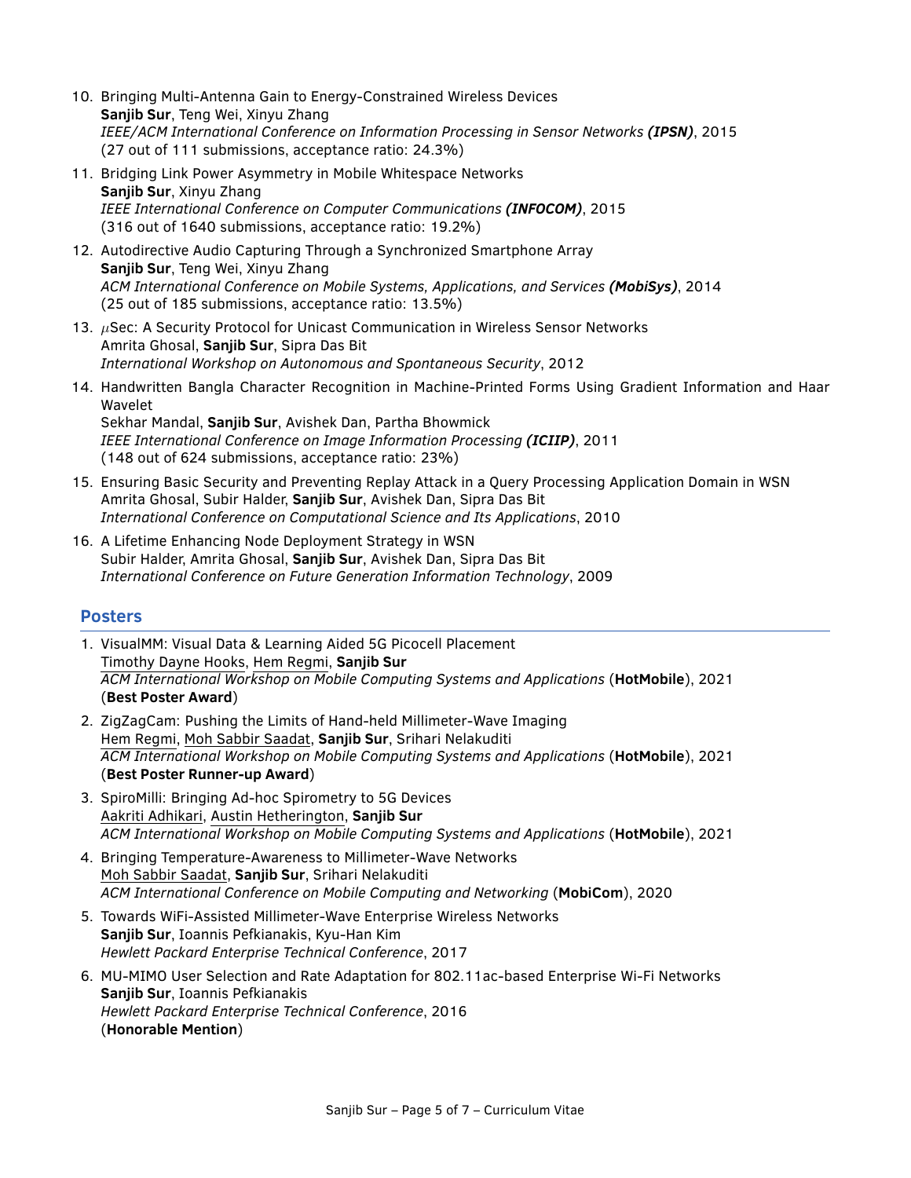10. Bringing Multi-Antenna Gain to Energy-Constrained Wireless Devices
    **Sanjib Sur**, Teng Wei, Xinyu Zhang
    *IEEE/ACM International Conference on Information Processing in Sensor Networks **(IPSN)***, 2015
    (27 out of 111 submissions, acceptance ratio: 24.3%)

11. Bridging Link Power Asymmetry in Mobile Whitespace Networks
    **Sanjib Sur**, Xinyu Zhang
    *IEEE International Conference on Computer Communications **(INFOCOM)***, 2015
    (316 out of 1640 submissions, acceptance ratio: 19.2%)

12. Autodirective Audio Capturing Through a Synchronized Smartphone Array
    **Sanjib Sur**, Teng Wei, Xinyu Zhang
    *ACM International Conference on Mobile Systems, Applications, and Services **(MobiSys)***, 2014
    (25 out of 185 submissions, acceptance ratio: 13.5%)

13. $\mu$Sec: A Security Protocol for Unicast Communication in Wireless Sensor Networks
    Amrita Ghosal, **Sanjib Sur**, Sipra Das Bit
    *International Workshop on Autonomous and Spontaneous Security*, 2012

14. Handwritten Bangla Character Recognition in Machine-Printed Forms Using Gradient Information and Haar Wavelet
    Sekhar Mandal, **Sanjib Sur**, Avishek Dan, Partha Bhowmick
    *IEEE International Conference on Image Information Processing **(ICIIP)***, 2011
    (148 out of 624 submissions, acceptance ratio: 23%)

15. Ensuring Basic Security and Preventing Replay Attack in a Query Processing Application Domain in WSN
    Amrita Ghosal, Subir Halder, **Sanjib Sur**, Avishek Dan, Sipra Das Bit
    *International Conference on Computational Science and Its Applications*, 2010

16. A Lifetime Enhancing Node Deployment Strategy in WSN
    Subir Halder, Amrita Ghosal, **Sanjib Sur**, Avishek Dan, Sipra Das Bit
    *International Conference on Future Generation Information Technology*, 2009

## Posters

1. VisualMM: Visual Data & Learning Aided 5G Picocell Placement
   Timothy Dayne Hooks, Hem Regmi, **Sanjib Sur**
   *ACM International Workshop on Mobile Computing Systems and Applications* (**HotMobile**), 2021
   (**Best Poster Award**)

2. ZigZagCam: Pushing the Limits of Hand-held Millimeter-Wave Imaging
   Hem Regmi, Moh Sabbir Saadat, **Sanjib Sur**, Srihari Nelakuditi
   *ACM International Workshop on Mobile Computing Systems and Applications* (**HotMobile**), 2021
   (**Best Poster Runner-up Award**)

3. SpiroMilli: Bringing Ad-hoc Spirometry to 5G Devices
   Aakriti Adhikari, Austin Hetherington, **Sanjib Sur**
   *ACM International Workshop on Mobile Computing Systems and Applications* (**HotMobile**), 2021

4. Bringing Temperature-Awareness to Millimeter-Wave Networks
   Moh Sabbir Saadat, **Sanjib Sur**, Srihari Nelakuditi
   *ACM International Conference on Mobile Computing and Networking* (**MobiCom**), 2020

5. Towards WiFi-Assisted Millimeter-Wave Enterprise Wireless Networks
   **Sanjib Sur**, Ioannis Pefkianakis, Kyu-Han Kim
   *Hewlett Packard Enterprise Technical Conference*, 2017

6. MU-MIMO User Selection and Rate Adaptation for 802.11ac-based Enterprise Wi-Fi Networks
   **Sanjib Sur**, Ioannis Pefkianakis
   *Hewlett Packard Enterprise Technical Conference*, 2016
   (**Honorable Mention**)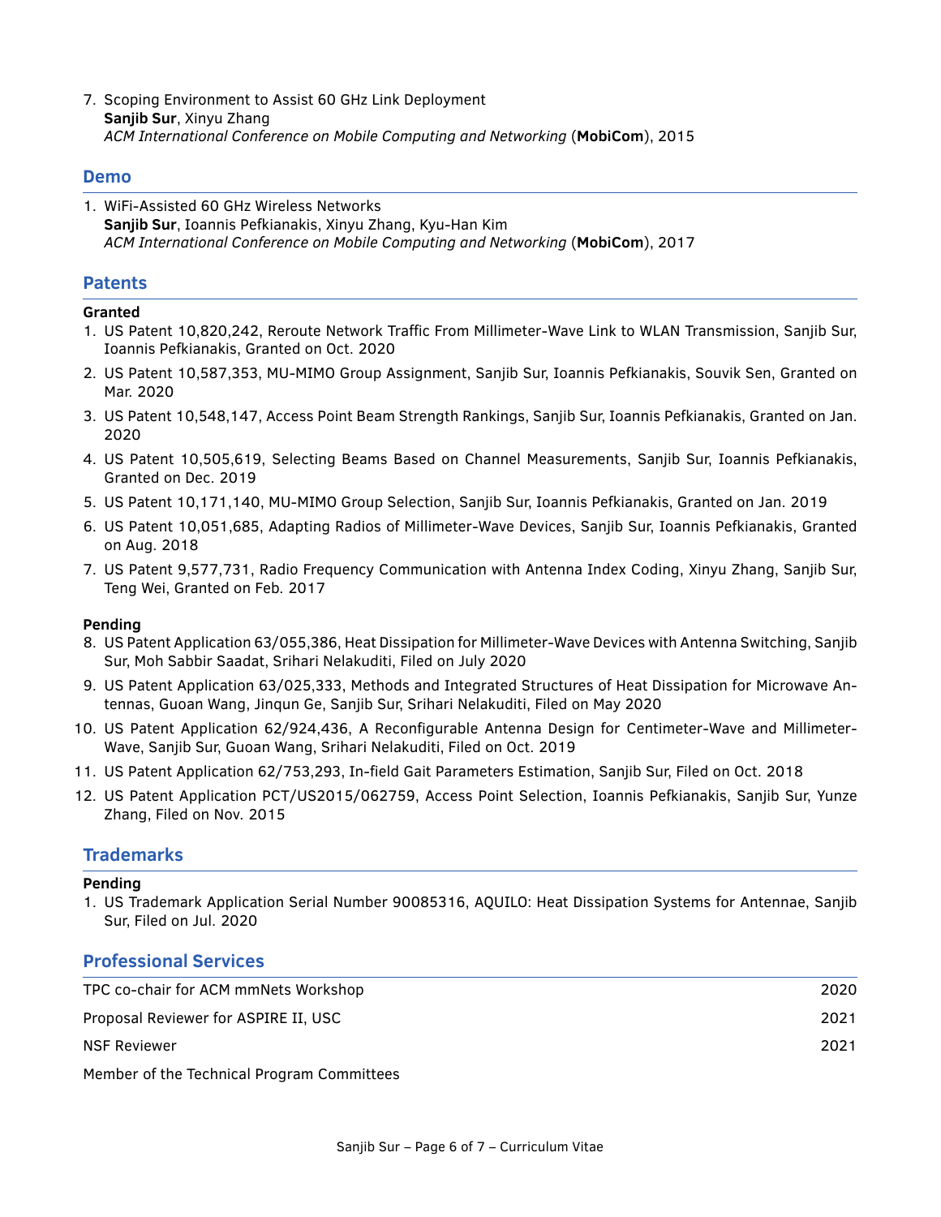7. Scoping Environment to Assist 60 GHz Link Deployment
   **Sanjib Sur**, Xinyu Zhang
   *ACM International Conference on Mobile Computing and Networking* (**MobiCom**), 2015

## Demo

1. WiFi-Assisted 60 GHz Wireless Networks
   **Sanjib Sur**, Ioannis Pefkianakis, Xinyu Zhang, Kyu-Han Kim
   *ACM International Conference on Mobile Computing and Networking* (**MobiCom**), 2017

## Patents

**Granted**

1. US Patent 10,820,242, Reroute Network Traffic From Millimeter-Wave Link to WLAN Transmission, Sanjib Sur, Ioannis Pefkianakis, Granted on Oct. 2020
2. US Patent 10,587,353, MU-MIMO Group Assignment, Sanjib Sur, Ioannis Pefkianakis, Souvik Sen, Granted on Mar. 2020
3. US Patent 10,548,147, Access Point Beam Strength Rankings, Sanjib Sur, Ioannis Pefkianakis, Granted on Jan. 2020
4. US Patent 10,505,619, Selecting Beams Based on Channel Measurements, Sanjib Sur, Ioannis Pefkianakis, Granted on Dec. 2019
5. US Patent 10,171,140, MU-MIMO Group Selection, Sanjib Sur, Ioannis Pefkianakis, Granted on Jan. 2019
6. US Patent 10,051,685, Adapting Radios of Millimeter-Wave Devices, Sanjib Sur, Ioannis Pefkianakis, Granted on Aug. 2018
7. US Patent 9,577,731, Radio Frequency Communication with Antenna Index Coding, Xinyu Zhang, Sanjib Sur, Teng Wei, Granted on Feb. 2017

**Pending**

8. US Patent Application 63/055,386, Heat Dissipation for Millimeter-Wave Devices with Antenna Switching, Sanjib Sur, Moh Sabbir Saadat, Srihari Nelakuditi, Filed on July 2020
9. US Patent Application 63/025,333, Methods and Integrated Structures of Heat Dissipation for Microwave Antennas, Guoan Wang, Jinqun Ge, Sanjib Sur, Srihari Nelakuditi, Filed on May 2020
10. US Patent Application 62/924,436, A Reconfigurable Antenna Design for Centimeter-Wave and Millimeter-Wave, Sanjib Sur, Guoan Wang, Srihari Nelakuditi, Filed on Oct. 2019
11. US Patent Application 62/753,293, In-field Gait Parameters Estimation, Sanjib Sur, Filed on Oct. 2018
12. US Patent Application PCT/US2015/062759, Access Point Selection, Ioannis Pefkianakis, Sanjib Sur, Yunze Zhang, Filed on Nov. 2015

## Trademarks

**Pending**

1. US Trademark Application Serial Number 90085316, AQUILO: Heat Dissipation Systems for Antennae, Sanjib Sur, Filed on Jul. 2020

## Professional Services

TPC co-chair for ACM mmNets Workshop — 2020

Proposal Reviewer for ASPIRE II, USC — 2021

NSF Reviewer — 2021

Member of the Technical Program Committees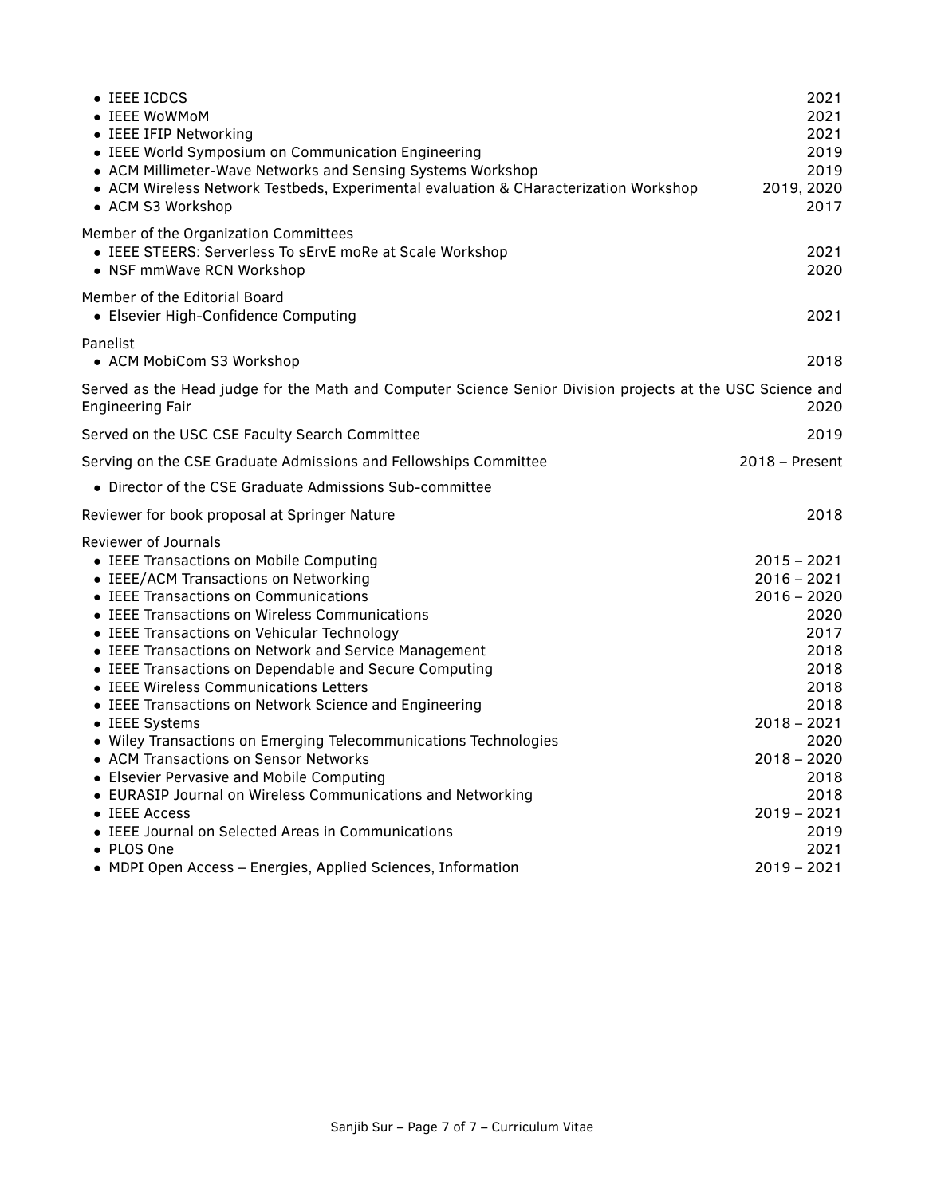- IEEE ICDCS 2021
- IEEE WoWMoM 2021
- IEEE IFIP Networking 2021
- IEEE World Symposium on Communication Engineering 2019
- ACM Millimeter-Wave Networks and Sensing Systems Workshop 2019
- ACM Wireless Network Testbeds, Experimental evaluation & CHaracterization Workshop 2019, 2020
- ACM S3 Workshop 2017

Member of the Organization Committees

- IEEE STEERS: Serverless To sErvE moRe at Scale Workshop 2021
- NSF mmWave RCN Workshop 2020

Member of the Editorial Board

- Elsevier High-Confidence Computing 2021

Panelist

- ACM MobiCom S3 Workshop 2018

Served as the Head judge for the Math and Computer Science Senior Division projects at the USC Science and Engineering Fair 2020

Served on the USC CSE Faculty Search Committee 2019

Serving on the CSE Graduate Admissions and Fellowships Committee 2018 – Present

- Director of the CSE Graduate Admissions Sub-committee

Reviewer for book proposal at Springer Nature 2018

Reviewer of Journals

- IEEE Transactions on Mobile Computing 2015 – 2021
- IEEE/ACM Transactions on Networking 2016 – 2021
- IEEE Transactions on Communications 2016 – 2020
- IEEE Transactions on Wireless Communications 2020
- IEEE Transactions on Vehicular Technology 2017
- IEEE Transactions on Network and Service Management 2018
- IEEE Transactions on Dependable and Secure Computing 2018
- IEEE Wireless Communications Letters 2018
- IEEE Transactions on Network Science and Engineering 2018
- IEEE Systems 2018 – 2021
- Wiley Transactions on Emerging Telecommunications Technologies 2020
- ACM Transactions on Sensor Networks 2018 – 2020
- Elsevier Pervasive and Mobile Computing 2018
- EURASIP Journal on Wireless Communications and Networking 2018
- IEEE Access 2019 – 2021
- IEEE Journal on Selected Areas in Communications 2019
- PLOS One 2021
- MDPI Open Access – Energies, Applied Sciences, Information 2019 – 2021